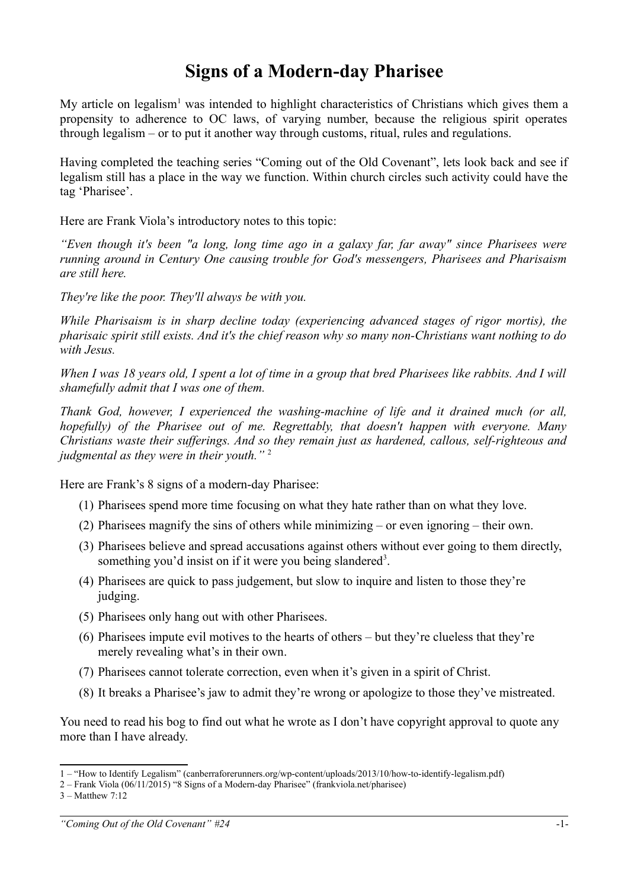# Signs of a Modern-day Pharisee

My article on legalism[1] was intended to highlight characteristics of Christians which gives them a propensity to adherence to OC laws, of varying number, because the religious spirit operates through legalism – or to put it another way through customs, ritual, rules and regulations.

Having completed the teaching series "Coming out of the Old Covenant", lets look back and see if legalism still has a place in the way we function. Within church circles such activity could have the tag 'Pharisee'.

Here are Frank Viola's introductory notes to this topic:

*"Even though it's been "a long, long time ago in a galaxy far, far away" since Pharisees were running around in Century One causing trouble for God's messengers, Pharisees and Pharisaism are still here.*

*They're like the poor. They'll always be with you.*

*While Pharisaism is in sharp decline today (experiencing advanced stages of rigor mortis), the pharisaic spirit still exists. And it's the chief reason why so many non-Christians want nothing to do with Jesus.*

*When I was 18 years old, I spent a lot of time in a group that bred Pharisees like rabbits. And I will shamefully admit that I was one of them.*

*Thank God, however, I experienced the washing-machine of life and it drained much (or all, hopefully) of the Pharisee out of me. Regrettably, that doesn't happen with everyone. Many Christians waste their sufferings. And so they remain just as hardened, callous, self-righteous and judgmental as they were in their youth."* [2]

Here are Frank's 8 signs of a modern-day Pharisee:

(1) Pharisees spend more time focusing on what they hate rather than on what they love.

(2) Pharisees magnify the sins of others while minimizing – or even ignoring – their own.

(3) Pharisees believe and spread accusations against others without ever going to them directly, something you'd insist on if it were you being slandered[3].

(4) Pharisees are quick to pass judgement, but slow to inquire and listen to those they're judging.

(5) Pharisees only hang out with other Pharisees.

(6) Pharisees impute evil motives to the hearts of others – but they're clueless that they're merely revealing what's in their own.

(7) Pharisees cannot tolerate correction, even when it's given in a spirit of Christ.

(8) It breaks a Pharisee's jaw to admit they're wrong or apologize to those they've mistreated.

You need to read his bog to find out what he wrote as I don't have copyright approval to quote any more than I have already.

---

1 – "How to Identify Legalism" (canberraforerunners.org/wp-content/uploads/2013/10/how-to-identify-legalism.pdf)

2 – Frank Viola (06/11/2015) "8 Signs of a Modern-day Pharisee" (frankviola.net/pharisee)

3 – Matthew 7:12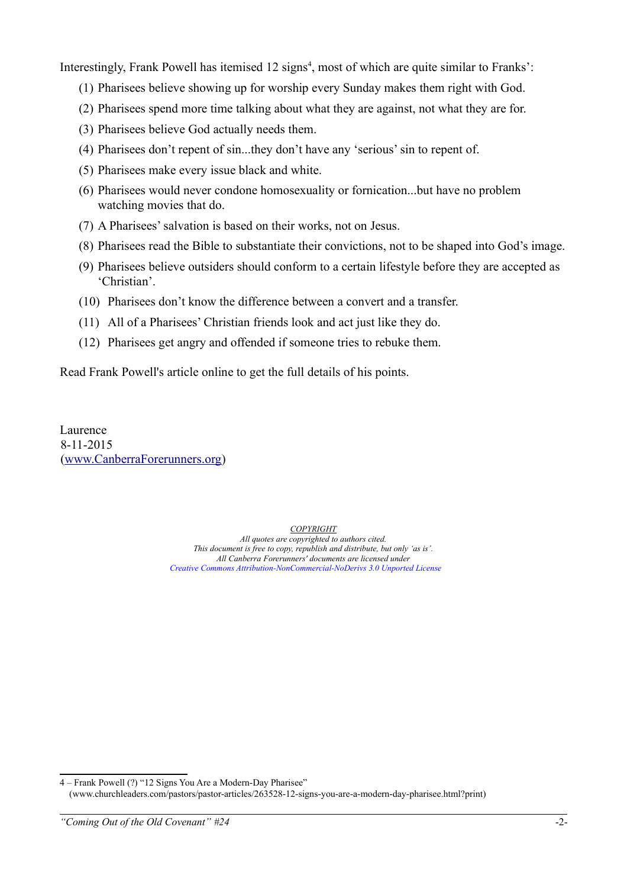Interestingly, Frank Powell has itemised 12 signs[4], most of which are quite similar to Franks':

(1) Pharisees believe showing up for worship every Sunday makes them right with God.

(2) Pharisees spend more time talking about what they are against, not what they are for.

(3) Pharisees believe God actually needs them.

(4) Pharisees don't repent of sin...they don't have any 'serious' sin to repent of.

(5) Pharisees make every issue black and white.

(6) Pharisees would never condone homosexuality or fornication...but have no problem watching movies that do.

(7) A Pharisees' salvation is based on their works, not on Jesus.

(8) Pharisees read the Bible to substantiate their convictions, not to be shaped into God's image.

(9) Pharisees believe outsiders should conform to a certain lifestyle before they are accepted as 'Christian'.

(10) Pharisees don't know the difference between a convert and a transfer.

(11) All of a Pharisees' Christian friends look and act just like they do.

(12) Pharisees get angry and offended if someone tries to rebuke them.

Read Frank Powell's article online to get the full details of his points.

Laurence
8-11-2015
(www.CanberraForerunners.org)

*COPYRIGHT*
*All quotes are copyrighted to authors cited.*
*This document is free to copy, republish and distribute, but only 'as is'.*
*All Canberra Forerunners' documents are licensed under*
*Creative Commons Attribution-NonCommercial-NoDerivs 3.0 Unported License*

---

4 – Frank Powell (?) "12 Signs You Are a Modern-Day Pharisee" (www.churchleaders.com/pastors/pastor-articles/263528-12-signs-you-are-a-modern-day-pharisee.html?print)